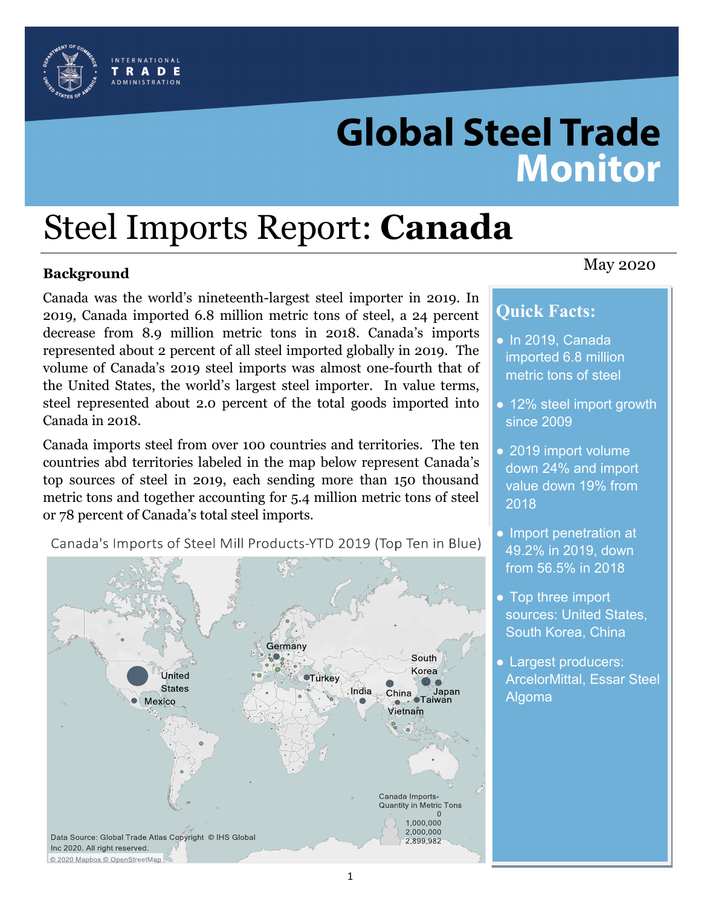INTERNATIONAL TRADE ADMINISTRATION

# Global Steel Trade Monitor

# Steel Imports Report: **Canada**

May 2020

### Background

Canada was the world's nineteenth-largest steel importer in 2019. In 2019, Canada imported 6.8 million metric tons of steel, a 24 percent decrease from 8.9 million metric tons in 2018. Canada's imports represented about 2 percent of all steel imported globally in 2019. The volume of Canada's 2019 steel imports was almost one-fourth that of the United States, the world's largest steel importer. In value terms, steel represented about 2.0 percent of the total goods imported into Canada in 2018.

Canada imports steel from over 100 countries and territories. The ten countries abd territories labeled in the map below represent Canada's top sources of steel in 2019, each sending more than 150 thousand metric tons and together accounting for 5.4 million metric tons of steel or 78 percent of Canada's total steel imports.

Canada's Imports of Steel Mill Products-YTD 2019 (Top Ten in Blue)

United States, Mexico, Germany, Turkey, India, China, South Korea, Japan, Taiwan, Vietnam

Canada Imports-Quantity in Metric Tons: 0; 1,000,000; 2,000,000; 2,899,982

Data Source: Global Trade Atlas Copyright © IHS Global Inc 2020. All right reserved.

© 2020 Mapbox © OpenStreetMap

### Quick Facts:

- In 2019, Canada imported 6.8 million metric tons of steel
- 12% steel import growth since 2009
- 2019 import volume down 24% and import value down 19% from 2018
- Import penetration at 49.2% in 2019, down from 56.5% in 2018
- Top three import sources: United States, South Korea, China
- Largest producers: ArcelorMittal, Essar Steel Algoma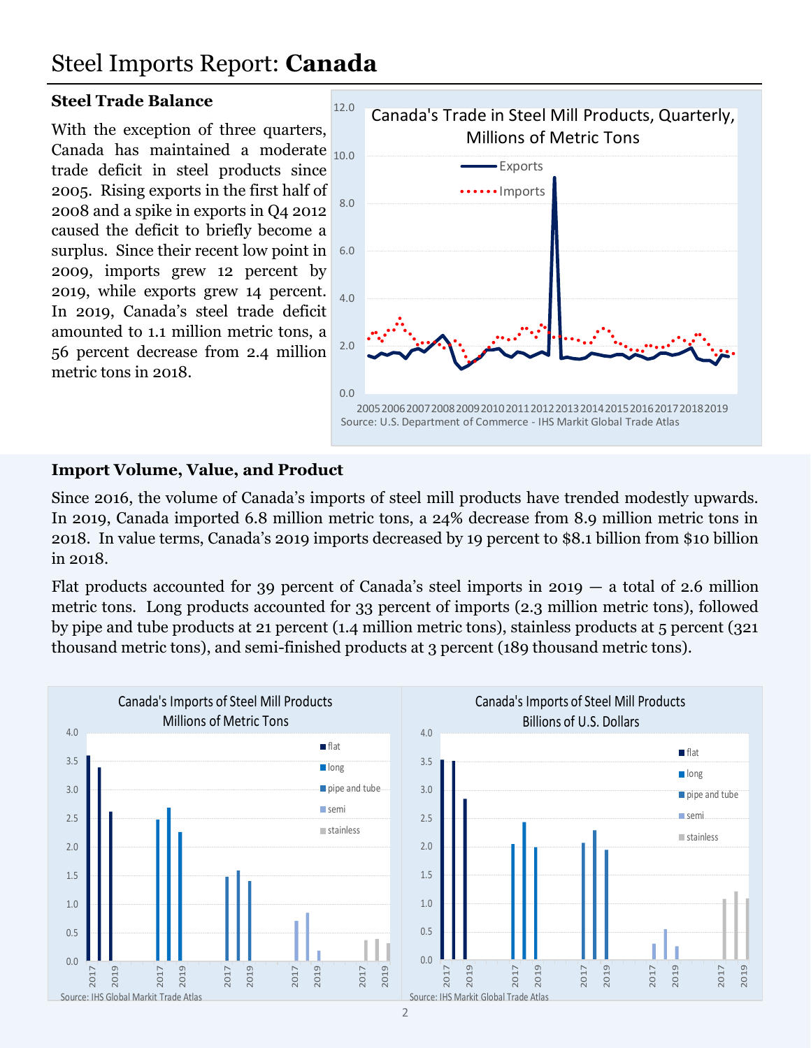# Steel Imports Report: **Canada**

### Steel Trade Balance

With the exception of three quarters, Canada has maintained a moderate trade deficit in steel products since 2005. Rising exports in the first half of 2008 and a spike in exports in Q4 2012 caused the deficit to briefly become a surplus. Since their recent low point in 2009, imports grew 12 percent by 2019, while exports grew 14 percent. In 2019, Canada's steel trade deficit amounted to 1.1 million metric tons, a 56 percent decrease from 2.4 million metric tons in 2018.

Canada's Trade in Steel Mill Products, Quarterly, Millions of Metric Tons

Source: U.S. Department of Commerce - IHS Markit Global Trade Atlas

### Import Volume, Value, and Product

Since 2016, the volume of Canada's imports of steel mill products have trended modestly upwards. In 2019, Canada imported 6.8 million metric tons, a 24% decrease from 8.9 million metric tons in 2018. In value terms, Canada's 2019 imports decreased by 19 percent to $8.1 billion from $10 billion in 2018.

Flat products accounted for 39 percent of Canada's steel imports in 2019 — a total of 2.6 million metric tons. Long products accounted for 33 percent of imports (2.3 million metric tons), followed by pipe and tube products at 21 percent (1.4 million metric tons), stainless products at 5 percent (321 thousand metric tons), and semi-finished products at 3 percent (189 thousand metric tons).

Canada's Imports of Steel Mill Products Millions of Metric Tons

Source: IHS Global Markit Trade Atlas

Canada's Imports of Steel Mill Products Billions of U.S. Dollars

Source: IHS Markit Global Trade Atlas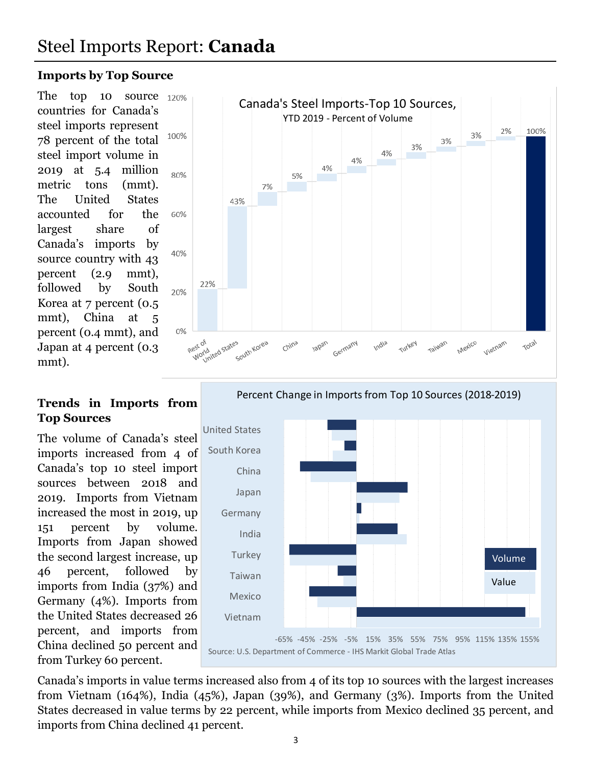# Steel Imports Report: **Canada**

## Imports by Top Source

The top 10 source countries for Canada's steel imports represent 78 percent of the total steel import volume in 2019 at 5.4 million metric tons (mmt). The United States accounted for the largest share of Canada's imports by source country with 43 percent (2.9 mmt), followed by South Korea at 7 percent (0.5 mmt), China at 5 percent (0.4 mmt), and Japan at 4 percent (0.3 mmt).

Canada's Steel Imports-Top 10 Sources, YTD 2019 - Percent of Volume

| Source | Percent of Volume |
|---|---|
| Rest of World | 22% |
| United States | 43% |
| South Korea | 7% |
| China | 5% |
| Japan | 4% |
| Germany | 4% |
| India | 4% |
| Turkey | 3% |
| Taiwan | 3% |
| Mexico | 3% |
| Vietnam | 2% |
| Total | 100% |

## Trends in Imports from Top Sources

The volume of Canada's steel imports increased from 4 of Canada's top 10 steel import sources between 2018 and 2019. Imports from Vietnam increased the most in 2019, up 151 percent by volume. Imports from Japan showed the second largest increase, up 46 percent, followed by imports from India (37%) and Germany (4%). Imports from the United States decreased 26 percent, and imports from China declined 50 percent and from Turkey 60 percent.

Percent Change in Imports from Top 10 Sources (2018-2019)

Source: U.S. Department of Commerce - IHS Markit Global Trade Atlas

Canada's imports in value terms increased also from 4 of its top 10 sources with the largest increases from Vietnam (164%), India (45%), Japan (39%), and Germany (3%). Imports from the United States decreased in value terms by 22 percent, while imports from Mexico declined 35 percent, and imports from China declined 41 percent.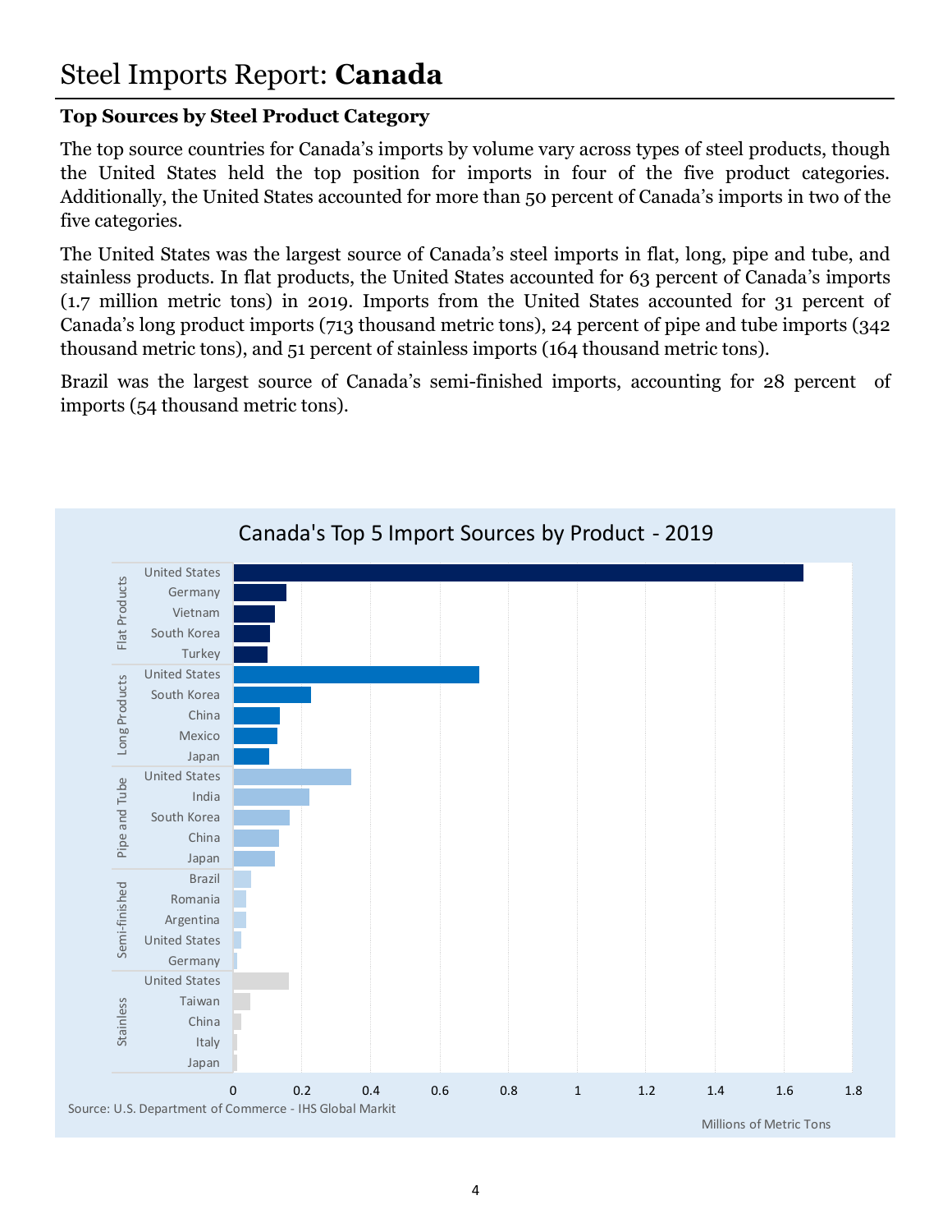# Steel Imports Report: **Canada**

### Top Sources by Steel Product Category

The top source countries for Canada's imports by volume vary across types of steel products, though the United States held the top position for imports in four of the five product categories. Additionally, the United States accounted for more than 50 percent of Canada's imports in two of the five categories.

The United States was the largest source of Canada's steel imports in flat, long, pipe and tube, and stainless products. In flat products, the United States accounted for 63 percent of Canada's imports (1.7 million metric tons) in 2019. Imports from the United States accounted for 31 percent of Canada's long product imports (713 thousand metric tons), 24 percent of pipe and tube imports (342 thousand metric tons), and 51 percent of stainless imports (164 thousand metric tons).

Brazil was the largest source of Canada's semi-finished imports, accounting for 28 percent of imports (54 thousand metric tons).

Canada's Top 5 Import Sources by Product - 2019

| Product | Country |
|---|---|
| Flat Products | United States |
| | Germany |
| | Vietnam |
| | South Korea |
| | Turkey |
| Long Products | United States |
| | South Korea |
| | China |
| | Mexico |
| | Japan |
| Pipe and Tube | United States |
| | India |
| | South Korea |
| | China |
| | Japan |
| Semi-finished | Brazil |
| | Romania |
| | Argentina |
| | United States |
| | Germany |
| Stainless | United States |
| | Taiwan |
| | China |
| | Italy |
| | Japan |

Millions of Metric Tons

Source: U.S. Department of Commerce - IHS Global Markit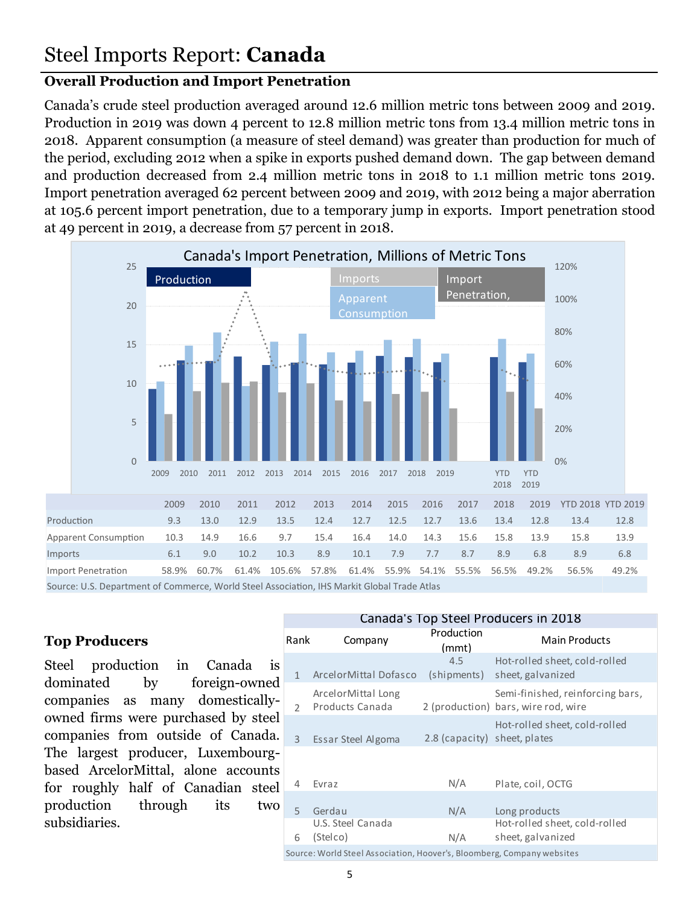# Steel Imports Report: **Canada**

## Overall Production and Import Penetration

Canada's crude steel production averaged around 12.6 million metric tons between 2009 and 2019. Production in 2019 was down 4 percent to 12.8 million metric tons from 13.4 million metric tons in 2018. Apparent consumption (a measure of steel demand) was greater than production for much of the period, excluding 2012 when a spike in exports pushed demand down. The gap between demand and production decreased from 2.4 million metric tons in 2018 to 1.1 million metric tons 2019. Import penetration averaged 62 percent between 2009 and 2019, with 2012 being a major aberration at 105.6 percent import penetration, due to a temporary jump in exports. Import penetration stood at 49 percent in 2019, a decrease from 57 percent in 2018.

Canada's Import Penetration, Millions of Metric Tons

| | 2009 | 2010 | 2011 | 2012 | 2013 | 2014 | 2015 | 2016 | 2017 | 2018 | 2019 | YTD 2018 | YTD 2019 |
|---|---|---|---|---|---|---|---|---|---|---|---|---|---|
| Production | 9.3 | 13.0 | 12.9 | 13.5 | 12.4 | 12.7 | 12.5 | 12.7 | 13.6 | 13.4 | 12.8 | 13.4 | 12.8 |
| Apparent Consumption | 10.3 | 14.9 | 16.6 | 9.7 | 15.4 | 16.4 | 14.0 | 14.3 | 15.6 | 15.8 | 13.9 | 15.8 | 13.9 |
| Imports | 6.1 | 9.0 | 10.2 | 10.3 | 8.9 | 10.1 | 7.9 | 7.7 | 8.7 | 8.9 | 6.8 | 8.9 | 6.8 |
| Import Penetration | 58.9% | 60.7% | 61.4% | 105.6% | 57.8% | 61.4% | 55.9% | 54.1% | 55.5% | 56.5% | 49.2% | 56.5% | 49.2% |

Source: U.S. Department of Commerce, World Steel Association, IHS Markit Global Trade Atlas

## Top Producers

Steel production in Canada is dominated by foreign-owned companies as many domestically-owned firms were purchased by steel companies from outside of Canada. The largest producer, Luxembourg-based ArcelorMittal, alone accounts for roughly half of Canadian steel production through its two subsidiaries.

Canada's Top Steel Producers in 2018

| Rank | Company | Production (mmt) | Main Products |
|---|---|---|---|
| 1 | ArcelorMittal Dofasco | 4.5 (shipments) | Hot-rolled sheet, cold-rolled sheet, galvanized |
| 2 | ArcelorMittal Long Products Canada | 2 (production) | Semi-finished, reinforcing bars, bars, wire rod, wire |
| 3 | Essar Steel Algoma | 2.8 (capacity) | Hot-rolled sheet, cold-rolled sheet, plates |
| 4 | Evraz | N/A | Plate, coil, OCTG |
| 5 | Gerdau | N/A | Long products |
| 6 | U.S. Steel Canada (Stelco) | N/A | Hot-rolled sheet, cold-rolled sheet, galvanized |

Source: World Steel Association, Hoover's, Bloomberg, Company websites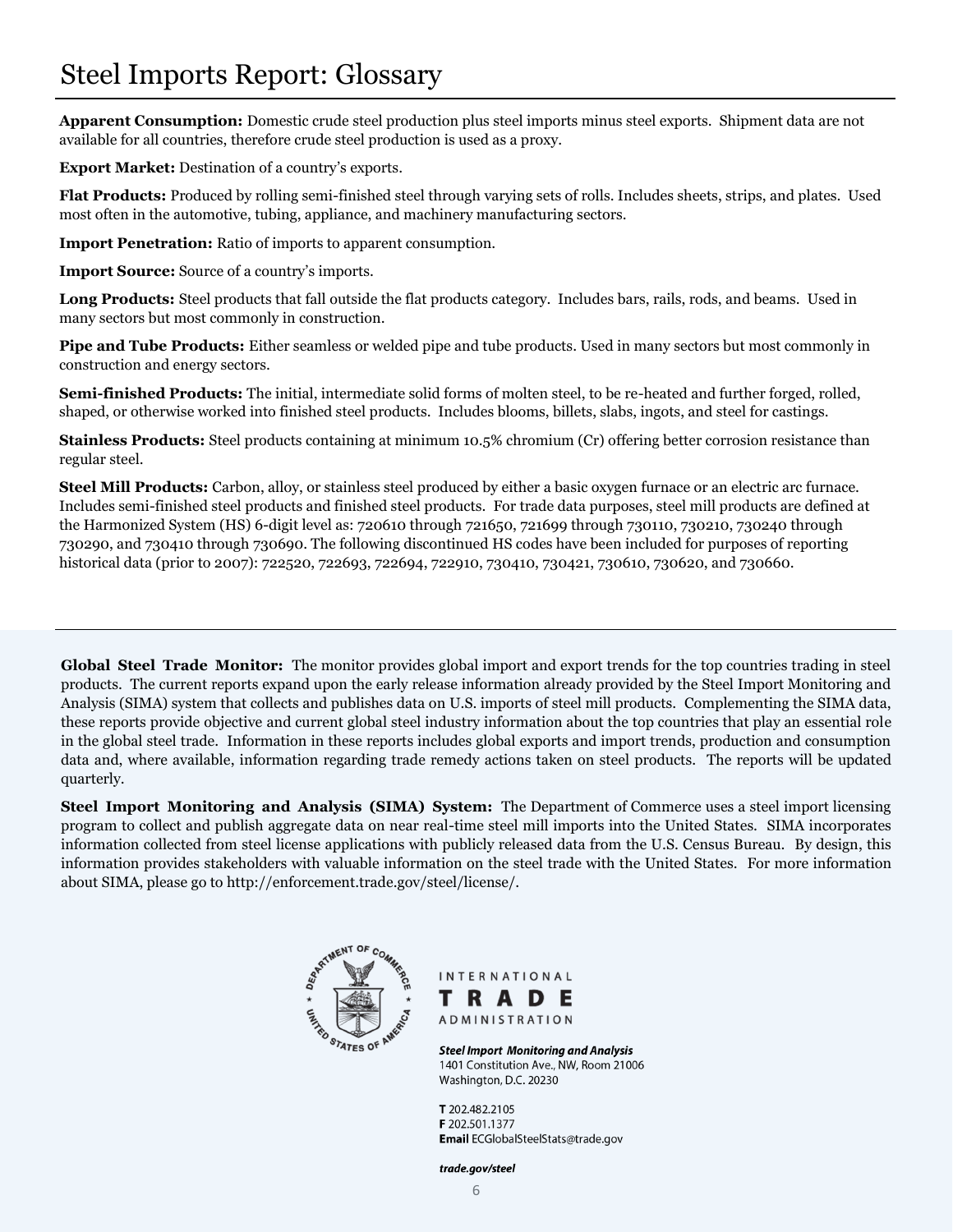# Steel Imports Report: Glossary

**Apparent Consumption:** Domestic crude steel production plus steel imports minus steel exports. Shipment data are not available for all countries, therefore crude steel production is used as a proxy.

**Export Market:** Destination of a country's exports.

**Flat Products:** Produced by rolling semi-finished steel through varying sets of rolls. Includes sheets, strips, and plates. Used most often in the automotive, tubing, appliance, and machinery manufacturing sectors.

**Import Penetration:** Ratio of imports to apparent consumption.

**Import Source:** Source of a country's imports.

**Long Products:** Steel products that fall outside the flat products category. Includes bars, rails, rods, and beams. Used in many sectors but most commonly in construction.

**Pipe and Tube Products:** Either seamless or welded pipe and tube products. Used in many sectors but most commonly in construction and energy sectors.

**Semi-finished Products:** The initial, intermediate solid forms of molten steel, to be re-heated and further forged, rolled, shaped, or otherwise worked into finished steel products. Includes blooms, billets, slabs, ingots, and steel for castings.

**Stainless Products:** Steel products containing at minimum 10.5% chromium (Cr) offering better corrosion resistance than regular steel.

**Steel Mill Products:** Carbon, alloy, or stainless steel produced by either a basic oxygen furnace or an electric arc furnace. Includes semi-finished steel products and finished steel products. For trade data purposes, steel mill products are defined at the Harmonized System (HS) 6-digit level as: 720610 through 721650, 721699 through 730110, 730210, 730240 through 730290, and 730410 through 730690. The following discontinued HS codes have been included for purposes of reporting historical data (prior to 2007): 722520, 722693, 722694, 722910, 730410, 730421, 730610, 730620, and 730660.

---

**Global Steel Trade Monitor:** The monitor provides global import and export trends for the top countries trading in steel products. The current reports expand upon the early release information already provided by the Steel Import Monitoring and Analysis (SIMA) system that collects and publishes data on U.S. imports of steel mill products. Complementing the SIMA data, these reports provide objective and current global steel industry information about the top countries that play an essential role in the global steel trade. Information in these reports includes global exports and import trends, production and consumption data and, where available, information regarding trade remedy actions taken on steel products. The reports will be updated quarterly.

**Steel Import Monitoring and Analysis (SIMA) System:** The Department of Commerce uses a steel import licensing program to collect and publish aggregate data on near real-time steel mill imports into the United States. SIMA incorporates information collected from steel license applications with publicly released data from the U.S. Census Bureau. By design, this information provides stakeholders with valuable information on the steel trade with the United States. For more information about SIMA, please go to http://enforcement.trade.gov/steel/license/.

INTERNATIONAL TRADE ADMINISTRATION

***Steel Import Monitoring and Analysis***
1401 Constitution Ave., NW, Room 21006
Washington, D.C. 20230

**T** 202.482.2105
**F** 202.501.1377
**Email** ECGlobalSteelStats@trade.gov

***trade.gov/steel***